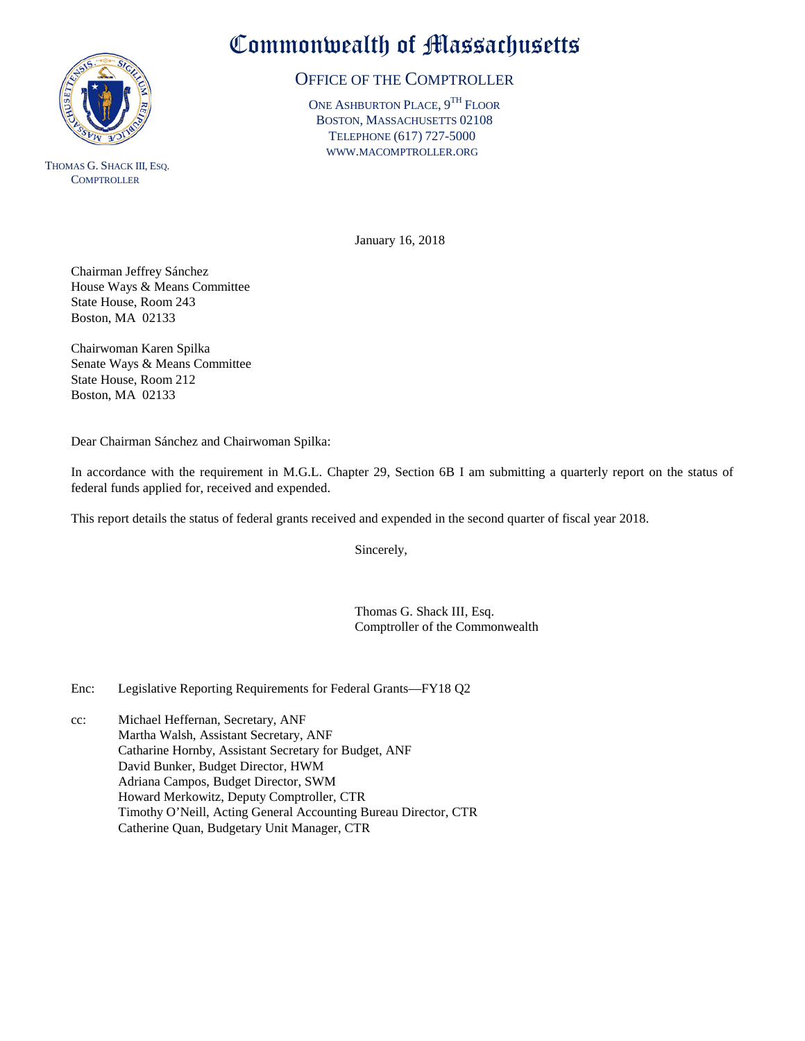# Commonwealth of Massachusetts

## OFFICE OF THE COMPTROLLER

ONE ASHBURTON PLACE, 9TH FLOOR
BOSTON, MASSACHUSETTS 02108
TELEPHONE (617) 727-5000
WWW.MACOMPTROLLER.ORG

THOMAS G. SHACK III, ESQ.
COMPTROLLER

January 16, 2018

Chairman Jeffrey Sánchez
House Ways & Means Committee
State House, Room 243
Boston, MA 02133

Chairwoman Karen Spilka
Senate Ways & Means Committee
State House, Room 212
Boston, MA 02133

Dear Chairman Sánchez and Chairwoman Spilka:

In accordance with the requirement in M.G.L. Chapter 29, Section 6B I am submitting a quarterly report on the status of federal funds applied for, received and expended.

This report details the status of federal grants received and expended in the second quarter of fiscal year 2018.

Sincerely,

Thomas G. Shack III, Esq.
Comptroller of the Commonwealth

Enc: Legislative Reporting Requirements for Federal Grants—FY18 Q2

cc: Michael Heffernan, Secretary, ANF
Martha Walsh, Assistant Secretary, ANF
Catharine Hornby, Assistant Secretary for Budget, ANF
David Bunker, Budget Director, HWM
Adriana Campos, Budget Director, SWM
Howard Merkowitz, Deputy Comptroller, CTR
Timothy O'Neill, Acting General Accounting Bureau Director, CTR
Catherine Quan, Budgetary Unit Manager, CTR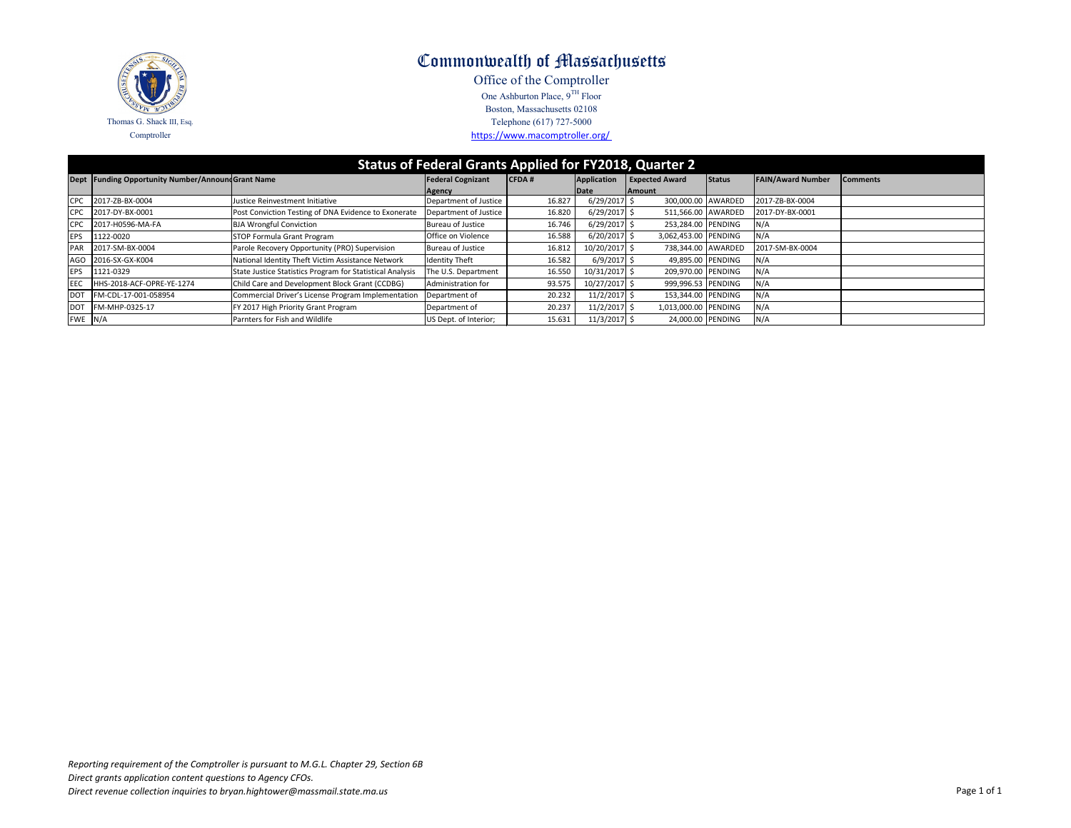# Commonwealth of Massachusetts

Office of the Comptroller
One Ashburton Place, 9TH Floor
Boston, Massachusetts 02108
Telephone (617) 727-5000
https://www.macomptroller.org/

Thomas G. Shack III, Esq.
Comptroller

## Status of Federal Grants Applied for FY2018, Quarter 2

| Dept | Funding Opportunity Number/Announc | Grant Name | Federal Cognizant Agency | CFDA # | Application Date | Expected Award Amount | Status | FAIN/Award Number | Comments |
|---|---|---|---|---|---|---|---|---|---|
| CPC | 2017-ZB-BX-0004 | Justice Reinvestment Initiative | Department of Justice | 16.827 | 6/29/2017 | $ 300,000.00 | AWARDED | 2017-ZB-BX-0004 | |
| CPC | 2017-DY-BX-0001 | Post Conviction Testing of DNA Evidence to Exonerate | Department of Justice | 16.820 | 6/29/2017 | $ 511,566.00 | AWARDED | 2017-DY-BX-0001 | |
| CPC | 2017-H0596-MA-FA | BJA Wrongful Conviction | Bureau of Justice | 16.746 | 6/29/2017 | $ 253,284.00 | PENDING | N/A | |
| EPS | 1122-0020 | STOP Formula Grant Program | Office on Violence | 16.588 | 6/20/2017 | $ 3,062,453.00 | PENDING | N/A | |
| PAR | 2017-SM-BX-0004 | Parole Recovery Opportunity (PRO) Supervision | Bureau of Justice | 16.812 | 10/20/2017 | $ 738,344.00 | AWARDED | 2017-SM-BX-0004 | |
| AGO | 2016-SX-GX-K004 | National Identity Theft Victim Assistance Network | Identity Theft | 16.582 | 6/9/2017 | $ 49,895.00 | PENDING | N/A | |
| EPS | 1121-0329 | State Justice Statistics Program for Statistical Analysis | The U.S. Department | 16.550 | 10/31/2017 | $ 209,970.00 | PENDING | N/A | |
| EEC | HHS-2018-ACF-OPRE-YE-1274 | Child Care and Development Block Grant (CCDBG) | Administration for | 93.575 | 10/27/2017 | $ 999,996.53 | PENDING | N/A | |
| DOT | FM-CDL-17-001-058954 | Commercial Driver's License Program Implementation | Department of | 20.232 | 11/2/2017 | $ 153,344.00 | PENDING | N/A | |
| DOT | FM-MHP-0325-17 | FY 2017 High Priority Grant Program | Department of | 20.237 | 11/2/2017 | $ 1,013,000.00 | PENDING | N/A | |
| FWE | N/A | Parnters for Fish and Wildlife | US Dept. of Interior; | 15.631 | 11/3/2017 | $ 24,000.00 | PENDING | N/A | |

*Reporting requirement of the Comptroller is pursuant to M.G.L. Chapter 29, Section 6B*
*Direct grants application content questions to Agency CFOs.*
*Direct revenue collection inquiries to bryan.hightower@massmail.state.ma.us*